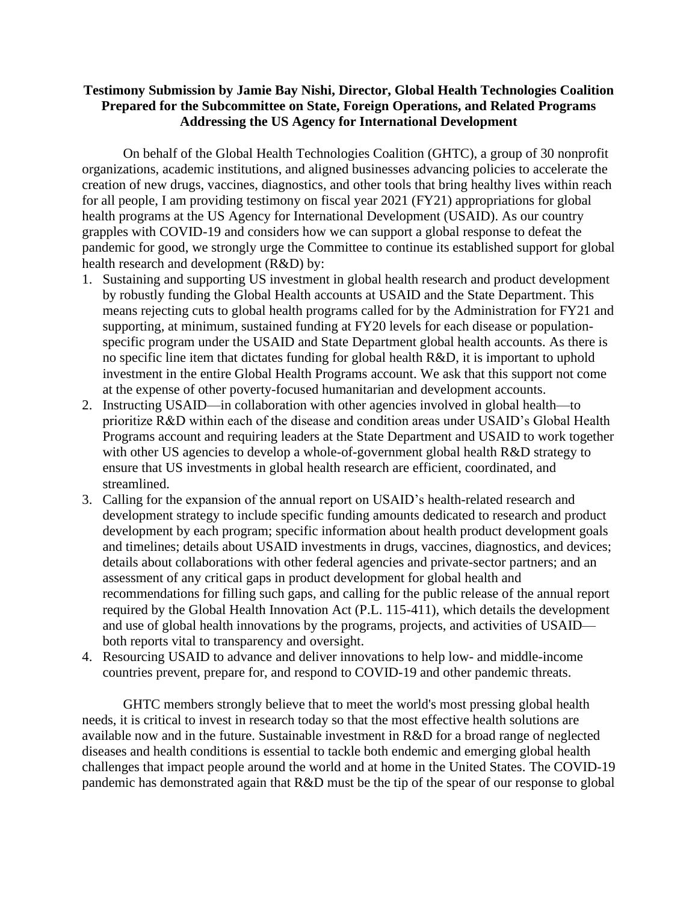**Testimony Submission by Jamie Bay Nishi, Director, Global Health Technologies Coalition Prepared for the Subcommittee on State, Foreign Operations, and Related Programs Addressing the US Agency for International Development**

On behalf of the Global Health Technologies Coalition (GHTC), a group of 30 nonprofit organizations, academic institutions, and aligned businesses advancing policies to accelerate the creation of new drugs, vaccines, diagnostics, and other tools that bring healthy lives within reach for all people, I am providing testimony on fiscal year 2021 (FY21) appropriations for global health programs at the US Agency for International Development (USAID). As our country grapples with COVID-19 and considers how we can support a global response to defeat the pandemic for good, we strongly urge the Committee to continue its established support for global health research and development (R&D) by:

1. Sustaining and supporting US investment in global health research and product development by robustly funding the Global Health accounts at USAID and the State Department. This means rejecting cuts to global health programs called for by the Administration for FY21 and supporting, at minimum, sustained funding at FY20 levels for each disease or population-specific program under the USAID and State Department global health accounts. As there is no specific line item that dictates funding for global health R&D, it is important to uphold investment in the entire Global Health Programs account. We ask that this support not come at the expense of other poverty-focused humanitarian and development accounts.
2. Instructing USAID—in collaboration with other agencies involved in global health—to prioritize R&D within each of the disease and condition areas under USAID's Global Health Programs account and requiring leaders at the State Department and USAID to work together with other US agencies to develop a whole-of-government global health R&D strategy to ensure that US investments in global health research are efficient, coordinated, and streamlined.
3. Calling for the expansion of the annual report on USAID's health-related research and development strategy to include specific funding amounts dedicated to research and product development by each program; specific information about health product development goals and timelines; details about USAID investments in drugs, vaccines, diagnostics, and devices; details about collaborations with other federal agencies and private-sector partners; and an assessment of any critical gaps in product development for global health and recommendations for filling such gaps, and calling for the public release of the annual report required by the Global Health Innovation Act (P.L. 115-411), which details the development and use of global health innovations by the programs, projects, and activities of USAID—both reports vital to transparency and oversight.
4. Resourcing USAID to advance and deliver innovations to help low- and middle-income countries prevent, prepare for, and respond to COVID-19 and other pandemic threats.

GHTC members strongly believe that to meet the world's most pressing global health needs, it is critical to invest in research today so that the most effective health solutions are available now and in the future. Sustainable investment in R&D for a broad range of neglected diseases and health conditions is essential to tackle both endemic and emerging global health challenges that impact people around the world and at home in the United States. The COVID-19 pandemic has demonstrated again that R&D must be the tip of the spear of our response to global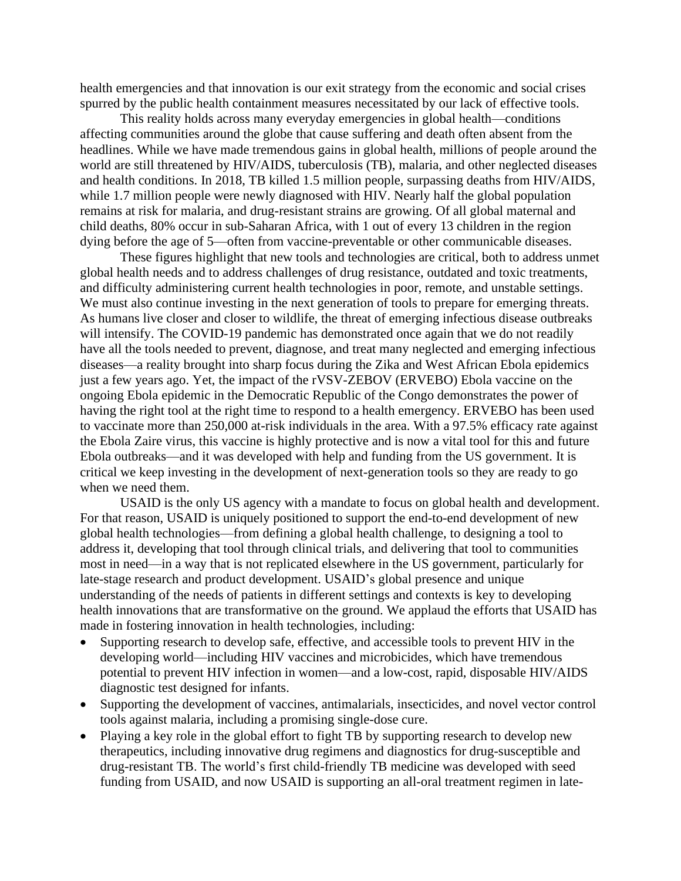health emergencies and that innovation is our exit strategy from the economic and social crises spurred by the public health containment measures necessitated by our lack of effective tools.

This reality holds across many everyday emergencies in global health—conditions affecting communities around the globe that cause suffering and death often absent from the headlines. While we have made tremendous gains in global health, millions of people around the world are still threatened by HIV/AIDS, tuberculosis (TB), malaria, and other neglected diseases and health conditions. In 2018, TB killed 1.5 million people, surpassing deaths from HIV/AIDS, while 1.7 million people were newly diagnosed with HIV. Nearly half the global population remains at risk for malaria, and drug-resistant strains are growing. Of all global maternal and child deaths, 80% occur in sub-Saharan Africa, with 1 out of every 13 children in the region dying before the age of 5—often from vaccine-preventable or other communicable diseases.

These figures highlight that new tools and technologies are critical, both to address unmet global health needs and to address challenges of drug resistance, outdated and toxic treatments, and difficulty administering current health technologies in poor, remote, and unstable settings. We must also continue investing in the next generation of tools to prepare for emerging threats. As humans live closer and closer to wildlife, the threat of emerging infectious disease outbreaks will intensify. The COVID-19 pandemic has demonstrated once again that we do not readily have all the tools needed to prevent, diagnose, and treat many neglected and emerging infectious diseases—a reality brought into sharp focus during the Zika and West African Ebola epidemics just a few years ago. Yet, the impact of the rVSV-ZEBOV (ERVEBO) Ebola vaccine on the ongoing Ebola epidemic in the Democratic Republic of the Congo demonstrates the power of having the right tool at the right time to respond to a health emergency. ERVEBO has been used to vaccinate more than 250,000 at-risk individuals in the area. With a 97.5% efficacy rate against the Ebola Zaire virus, this vaccine is highly protective and is now a vital tool for this and future Ebola outbreaks—and it was developed with help and funding from the US government. It is critical we keep investing in the development of next-generation tools so they are ready to go when we need them.

USAID is the only US agency with a mandate to focus on global health and development. For that reason, USAID is uniquely positioned to support the end-to-end development of new global health technologies—from defining a global health challenge, to designing a tool to address it, developing that tool through clinical trials, and delivering that tool to communities most in need—in a way that is not replicated elsewhere in the US government, particularly for late-stage research and product development. USAID's global presence and unique understanding of the needs of patients in different settings and contexts is key to developing health innovations that are transformative on the ground. We applaud the efforts that USAID has made in fostering innovation in health technologies, including:

- Supporting research to develop safe, effective, and accessible tools to prevent HIV in the developing world—including HIV vaccines and microbicides, which have tremendous potential to prevent HIV infection in women—and a low-cost, rapid, disposable HIV/AIDS diagnostic test designed for infants.
- Supporting the development of vaccines, antimalarials, insecticides, and novel vector control tools against malaria, including a promising single-dose cure.
- Playing a key role in the global effort to fight TB by supporting research to develop new therapeutics, including innovative drug regimens and diagnostics for drug-susceptible and drug-resistant TB. The world's first child-friendly TB medicine was developed with seed funding from USAID, and now USAID is supporting an all-oral treatment regimen in late-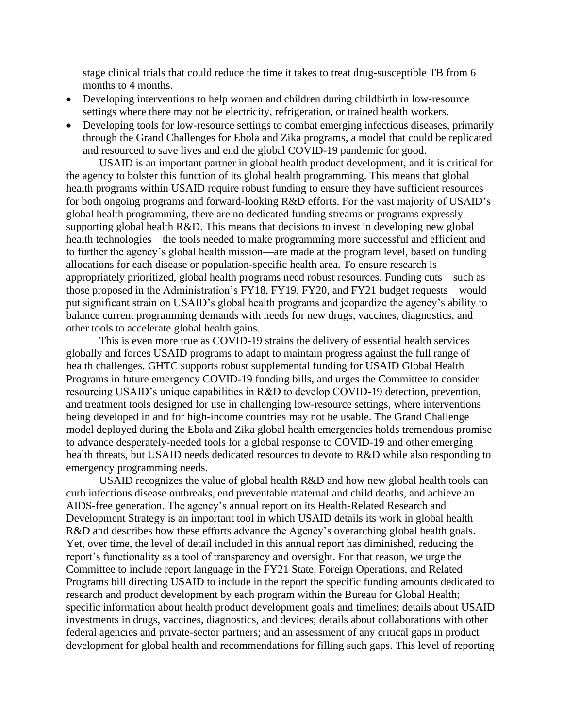stage clinical trials that could reduce the time it takes to treat drug-susceptible TB from 6 months to 4 months.

- Developing interventions to help women and children during childbirth in low-resource settings where there may not be electricity, refrigeration, or trained health workers.
- Developing tools for low-resource settings to combat emerging infectious diseases, primarily through the Grand Challenges for Ebola and Zika programs, a model that could be replicated and resourced to save lives and end the global COVID-19 pandemic for good.

USAID is an important partner in global health product development, and it is critical for the agency to bolster this function of its global health programming. This means that global health programs within USAID require robust funding to ensure they have sufficient resources for both ongoing programs and forward-looking R&D efforts. For the vast majority of USAID's global health programming, there are no dedicated funding streams or programs expressly supporting global health R&D. This means that decisions to invest in developing new global health technologies—the tools needed to make programming more successful and efficient and to further the agency's global health mission—are made at the program level, based on funding allocations for each disease or population-specific health area. To ensure research is appropriately prioritized, global health programs need robust resources. Funding cuts—such as those proposed in the Administration's FY18, FY19, FY20, and FY21 budget requests—would put significant strain on USAID's global health programs and jeopardize the agency's ability to balance current programming demands with needs for new drugs, vaccines, diagnostics, and other tools to accelerate global health gains.

This is even more true as COVID-19 strains the delivery of essential health services globally and forces USAID programs to adapt to maintain progress against the full range of health challenges. GHTC supports robust supplemental funding for USAID Global Health Programs in future emergency COVID-19 funding bills, and urges the Committee to consider resourcing USAID's unique capabilities in R&D to develop COVID-19 detection, prevention, and treatment tools designed for use in challenging low-resource settings, where interventions being developed in and for high-income countries may not be usable. The Grand Challenge model deployed during the Ebola and Zika global health emergencies holds tremendous promise to advance desperately-needed tools for a global response to COVID-19 and other emerging health threats, but USAID needs dedicated resources to devote to R&D while also responding to emergency programming needs.

USAID recognizes the value of global health R&D and how new global health tools can curb infectious disease outbreaks, end preventable maternal and child deaths, and achieve an AIDS-free generation. The agency's annual report on its Health-Related Research and Development Strategy is an important tool in which USAID details its work in global health R&D and describes how these efforts advance the Agency's overarching global health goals. Yet, over time, the level of detail included in this annual report has diminished, reducing the report's functionality as a tool of transparency and oversight. For that reason, we urge the Committee to include report language in the FY21 State, Foreign Operations, and Related Programs bill directing USAID to include in the report the specific funding amounts dedicated to research and product development by each program within the Bureau for Global Health; specific information about health product development goals and timelines; details about USAID investments in drugs, vaccines, diagnostics, and devices; details about collaborations with other federal agencies and private-sector partners; and an assessment of any critical gaps in product development for global health and recommendations for filling such gaps. This level of reporting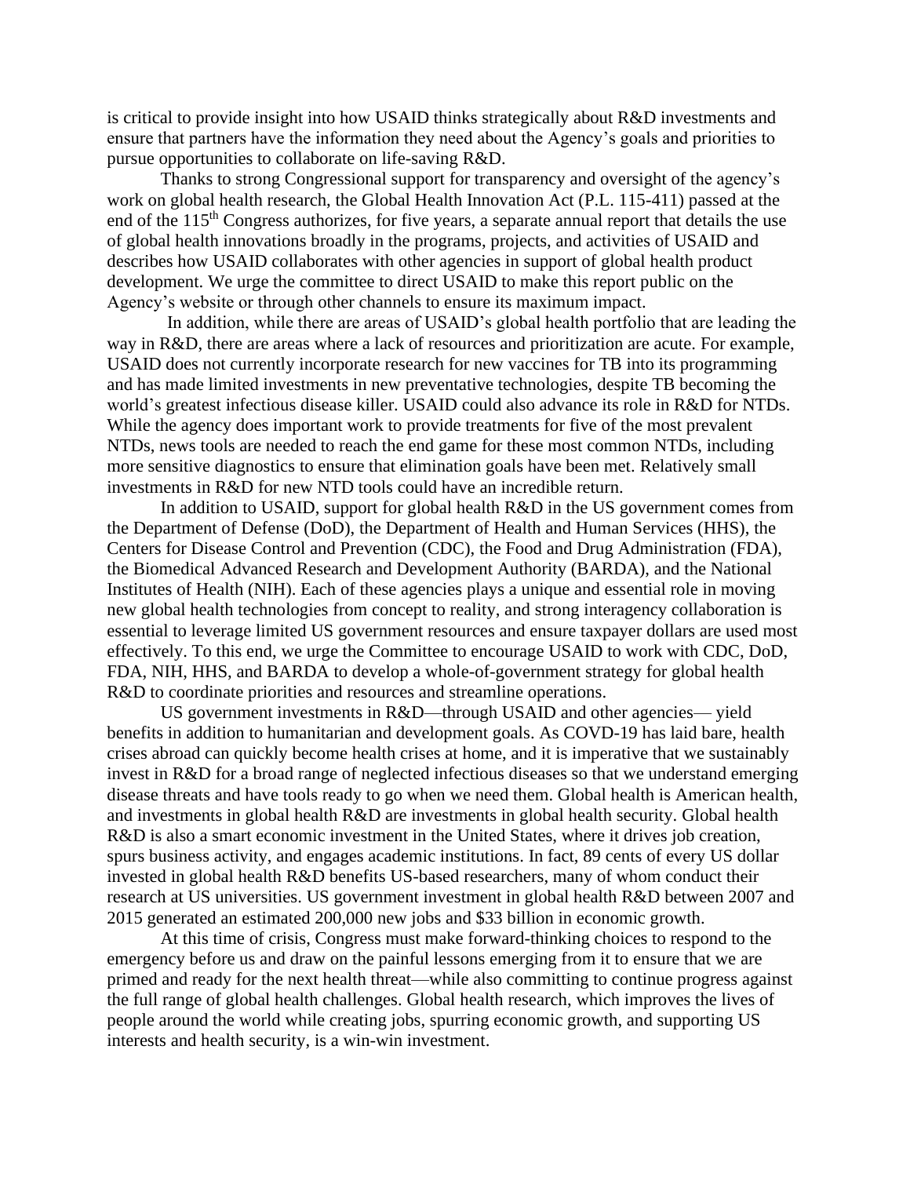is critical to provide insight into how USAID thinks strategically about R&D investments and ensure that partners have the information they need about the Agency's goals and priorities to pursue opportunities to collaborate on life-saving R&D.

Thanks to strong Congressional support for transparency and oversight of the agency's work on global health research, the Global Health Innovation Act (P.L. 115-411) passed at the end of the 115th Congress authorizes, for five years, a separate annual report that details the use of global health innovations broadly in the programs, projects, and activities of USAID and describes how USAID collaborates with other agencies in support of global health product development. We urge the committee to direct USAID to make this report public on the Agency's website or through other channels to ensure its maximum impact.

In addition, while there are areas of USAID's global health portfolio that are leading the way in R&D, there are areas where a lack of resources and prioritization are acute. For example, USAID does not currently incorporate research for new vaccines for TB into its programming and has made limited investments in new preventative technologies, despite TB becoming the world's greatest infectious disease killer. USAID could also advance its role in R&D for NTDs. While the agency does important work to provide treatments for five of the most prevalent NTDs, news tools are needed to reach the end game for these most common NTDs, including more sensitive diagnostics to ensure that elimination goals have been met. Relatively small investments in R&D for new NTD tools could have an incredible return.

In addition to USAID, support for global health R&D in the US government comes from the Department of Defense (DoD), the Department of Health and Human Services (HHS), the Centers for Disease Control and Prevention (CDC), the Food and Drug Administration (FDA), the Biomedical Advanced Research and Development Authority (BARDA), and the National Institutes of Health (NIH). Each of these agencies plays a unique and essential role in moving new global health technologies from concept to reality, and strong interagency collaboration is essential to leverage limited US government resources and ensure taxpayer dollars are used most effectively. To this end, we urge the Committee to encourage USAID to work with CDC, DoD, FDA, NIH, HHS, and BARDA to develop a whole-of-government strategy for global health R&D to coordinate priorities and resources and streamline operations.

US government investments in R&D—through USAID and other agencies— yield benefits in addition to humanitarian and development goals. As COVD-19 has laid bare, health crises abroad can quickly become health crises at home, and it is imperative that we sustainably invest in R&D for a broad range of neglected infectious diseases so that we understand emerging disease threats and have tools ready to go when we need them. Global health is American health, and investments in global health R&D are investments in global health security. Global health R&D is also a smart economic investment in the United States, where it drives job creation, spurs business activity, and engages academic institutions. In fact, 89 cents of every US dollar invested in global health R&D benefits US-based researchers, many of whom conduct their research at US universities. US government investment in global health R&D between 2007 and 2015 generated an estimated 200,000 new jobs and $33 billion in economic growth.

At this time of crisis, Congress must make forward-thinking choices to respond to the emergency before us and draw on the painful lessons emerging from it to ensure that we are primed and ready for the next health threat—while also committing to continue progress against the full range of global health challenges. Global health research, which improves the lives of people around the world while creating jobs, spurring economic growth, and supporting US interests and health security, is a win-win investment.